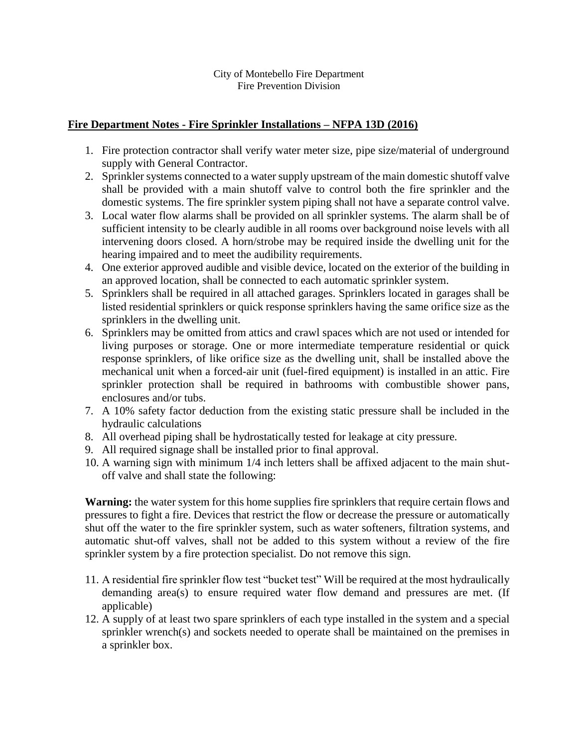City of Montebello Fire Department
Fire Prevention Division

## Fire Department Notes - Fire Sprinkler Installations – NFPA 13D (2016)

1. Fire protection contractor shall verify water meter size, pipe size/material of underground supply with General Contractor.
2. Sprinkler systems connected to a water supply upstream of the main domestic shutoff valve shall be provided with a main shutoff valve to control both the fire sprinkler and the domestic systems. The fire sprinkler system piping shall not have a separate control valve.
3. Local water flow alarms shall be provided on all sprinkler systems. The alarm shall be of sufficient intensity to be clearly audible in all rooms over background noise levels with all intervening doors closed. A horn/strobe may be required inside the dwelling unit for the hearing impaired and to meet the audibility requirements.
4. One exterior approved audible and visible device, located on the exterior of the building in an approved location, shall be connected to each automatic sprinkler system.
5. Sprinklers shall be required in all attached garages. Sprinklers located in garages shall be listed residential sprinklers or quick response sprinklers having the same orifice size as the sprinklers in the dwelling unit.
6. Sprinklers may be omitted from attics and crawl spaces which are not used or intended for living purposes or storage. One or more intermediate temperature residential or quick response sprinklers, of like orifice size as the dwelling unit, shall be installed above the mechanical unit when a forced-air unit (fuel-fired equipment) is installed in an attic. Fire sprinkler protection shall be required in bathrooms with combustible shower pans, enclosures and/or tubs.
7. A 10% safety factor deduction from the existing static pressure shall be included in the hydraulic calculations
8. All overhead piping shall be hydrostatically tested for leakage at city pressure.
9. All required signage shall be installed prior to final approval.
10. A warning sign with minimum 1/4 inch letters shall be affixed adjacent to the main shut-off valve and shall state the following:

**Warning:** the water system for this home supplies fire sprinklers that require certain flows and pressures to fight a fire. Devices that restrict the flow or decrease the pressure or automatically shut off the water to the fire sprinkler system, such as water softeners, filtration systems, and automatic shut-off valves, shall not be added to this system without a review of the fire sprinkler system by a fire protection specialist. Do not remove this sign.

11. A residential fire sprinkler flow test "bucket test" Will be required at the most hydraulically demanding area(s) to ensure required water flow demand and pressures are met. (If applicable)
12. A supply of at least two spare sprinklers of each type installed in the system and a special sprinkler wrench(s) and sockets needed to operate shall be maintained on the premises in a sprinkler box.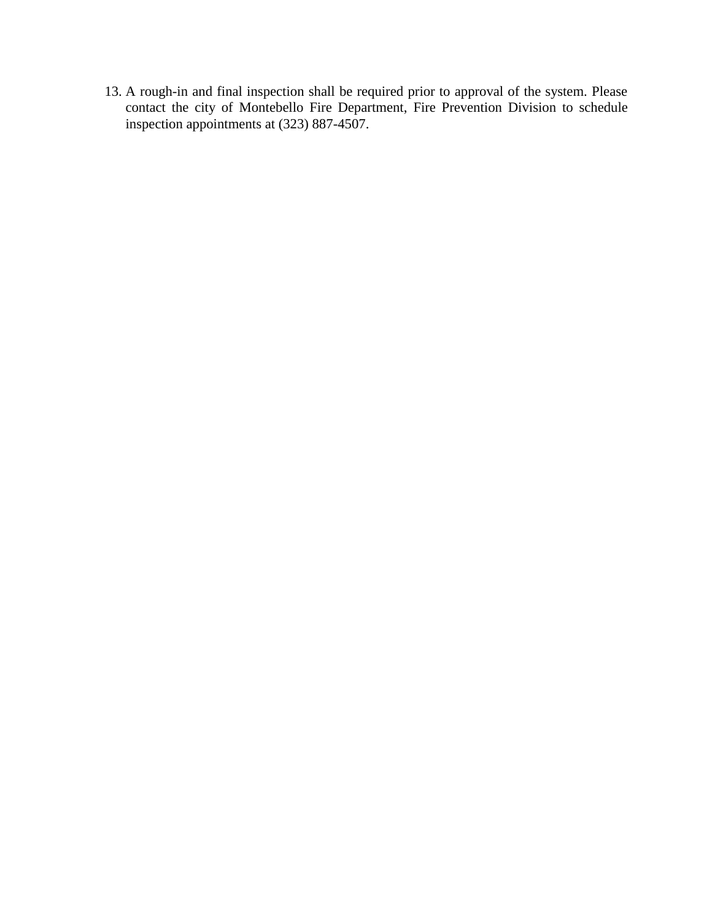13. A rough-in and final inspection shall be required prior to approval of the system. Please contact the city of Montebello Fire Department, Fire Prevention Division to schedule inspection appointments at (323) 887-4507.